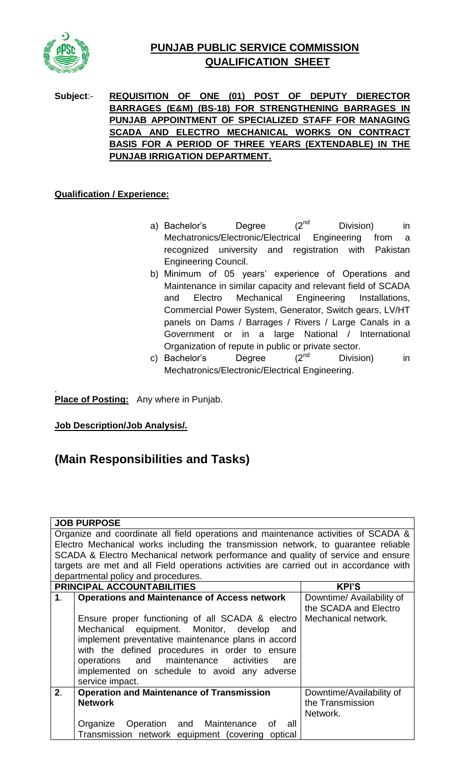# PUNJAB PUBLIC SERVICE COMMISSION
## QUALIFICATION SHEET

**Subject:-** **REQUISITION OF ONE (01) POST OF DEPUTY DIERECTOR BARRAGES (E&M) (BS-18) FOR STRENGTHENING BARRAGES IN PUNJAB APPOINTMENT OF SPECIALIZED STAFF FOR MANAGING SCADA AND ELECTRO MECHANICAL WORKS ON CONTRACT BASIS FOR A PERIOD OF THREE YEARS (EXTENDABLE) IN THE PUNJAB IRRIGATION DEPARTMENT.**

**Qualification / Experience:**

a) Bachelor's Degree (2nd Division) in Mechatronics/Electronic/Electrical Engineering from a recognized university and registration with Pakistan Engineering Council.

b) Minimum of 05 years' experience of Operations and Maintenance in similar capacity and relevant field of SCADA and Electro Mechanical Engineering Installations, Commercial Power System, Generator, Switch gears, LV/HT panels on Dams / Barrages / Rivers / Large Canals in a Government or in a large National / International Organization of repute in public or private sector.

c) Bachelor's Degree (2nd Division) in Mechatronics/Electronic/Electrical Engineering.

**Place of Posting:** Any where in Punjab.

**Job Description/Job Analysis/.**

# (Main Responsibilities and Tasks)

| JOB PURPOSE | | |
|---|---|---|
| Organize and coordinate all field operations and maintenance activities of SCADA & Electro Mechanical works including the transmission network, to guarantee reliable SCADA & Electro Mechanical network performance and quality of service and ensure targets are met and all Field operations activities are carried out in accordance with departmental policy and procedures. | | |
| **PRINCIPAL ACCOUNTABILITIES** | | **KPI'S** |
| **1.** | **Operations and Maintenance of Access network**<br><br>Ensure proper functioning of all SCADA & electro Mechanical equipment. Monitor, develop and implement preventative maintenance plans in accord with the defined procedures in order to ensure operations and maintenance activities are implemented on schedule to avoid any adverse service impact. | Downtime/ Availability of the SCADA and Electro Mechanical network. |
| **2.** | **Operation and Maintenance of Transmission Network**<br><br>Organize Operation and Maintenance of all Transmission network equipment (covering optical | Downtime/Availability of the Transmission Network. |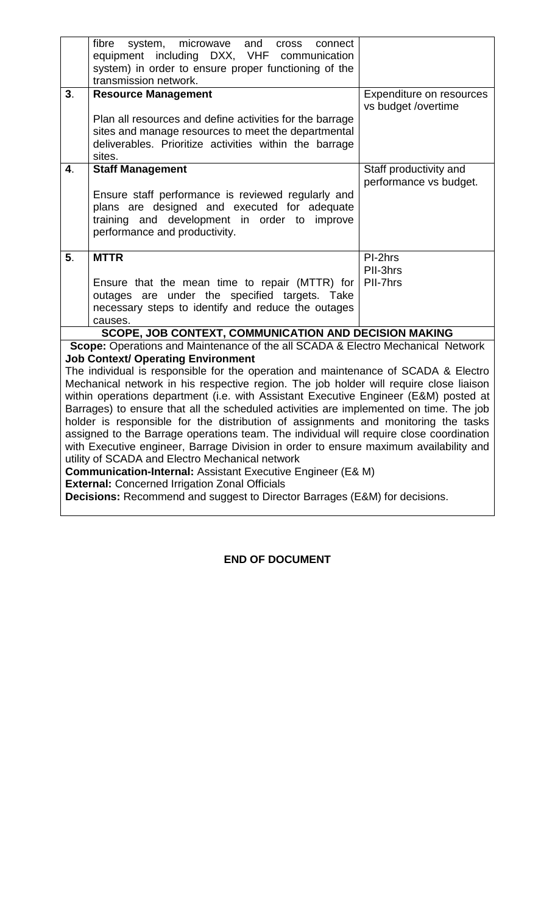| | | |
|---|---|---|
| | fibre system, microwave and cross connect equipment including DXX, VHF communication system) in order to ensure proper functioning of the transmission network. | |
| **3**. | **Resource Management**<br><br>Plan all resources and define activities for the barrage sites and manage resources to meet the departmental deliverables. Prioritize activities within the barrage sites. | Expenditure on resources vs budget /overtime |
| **4**. | **Staff Management**<br><br>Ensure staff performance is reviewed regularly and plans are designed and executed for adequate training and development in order to improve performance and productivity. | Staff productivity and performance vs budget. |
| **5**. | **MTTR**<br><br>Ensure that the mean time to repair (MTTR) for outages are under the specified targets. Take necessary steps to identify and reduce the outages causes. | PI-2hrs<br>PII-3hrs<br>PII-7hrs |

## SCOPE, JOB CONTEXT, COMMUNICATION AND DECISION MAKING

**Scope:** Operations and Maintenance of the all SCADA & Electro Mechanical Network

**Job Context/ Operating Environment**

The individual is responsible for the operation and maintenance of SCADA & Electro Mechanical network in his respective region. The job holder will require close liaison within operations department (i.e. with Assistant Executive Engineer (E&M) posted at Barrages) to ensure that all the scheduled activities are implemented on time. The job holder is responsible for the distribution of assignments and monitoring the tasks assigned to the Barrage operations team. The individual will require close coordination with Executive engineer, Barrage Division in order to ensure maximum availability and utility of SCADA and Electro Mechanical network

**Communication-Internal:** Assistant Executive Engineer (E& M)

**External:** Concerned Irrigation Zonal Officials

**Decisions:** Recommend and suggest to Director Barrages (E&M) for decisions.

**END OF DOCUMENT**